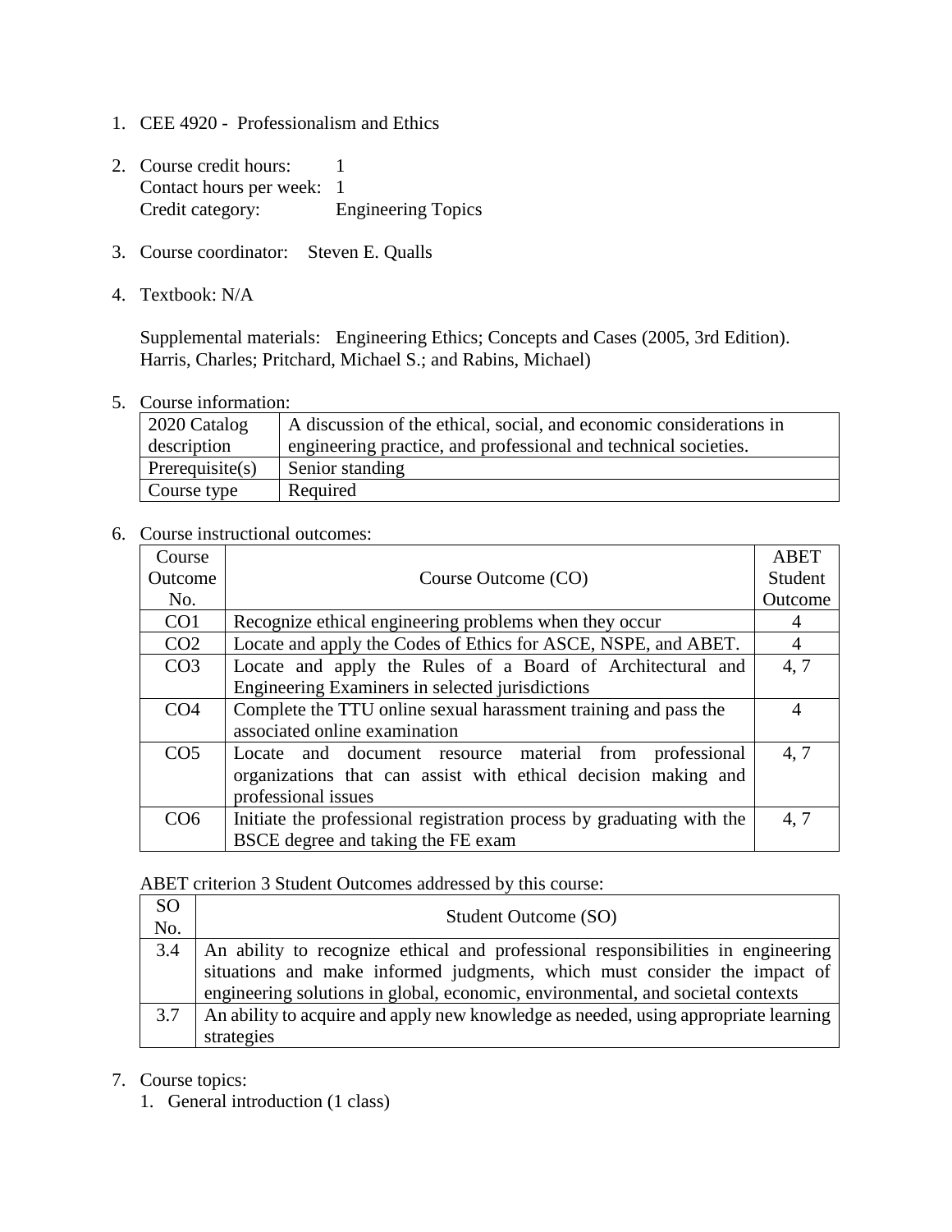1. CEE 4920 - Professionalism and Ethics

2. Course credit hours: 1
   Contact hours per week: 1
   Credit category: Engineering Topics

3. Course coordinator: Steven E. Qualls

4. Textbook: N/A

   Supplemental materials: Engineering Ethics; Concepts and Cases (2005, 3rd Edition). Harris, Charles; Pritchard, Michael S.; and Rabins, Michael)

5. Course information:

| 2020 Catalog description | A discussion of the ethical, social, and economic considerations in engineering practice, and professional and technical societies. |
|---|---|
| Prerequisite(s) | Senior standing |
| Course type | Required |

6. Course instructional outcomes:

| Course Outcome No. | Course Outcome (CO) | ABET Student Outcome |
|---|---|---|
| CO1 | Recognize ethical engineering problems when they occur | 4 |
| CO2 | Locate and apply the Codes of Ethics for ASCE, NSPE, and ABET. | 4 |
| CO3 | Locate and apply the Rules of a Board of Architectural and Engineering Examiners in selected jurisdictions | 4, 7 |
| CO4 | Complete the TTU online sexual harassment training and pass the associated online examination | 4 |
| CO5 | Locate and document resource material from professional organizations that can assist with ethical decision making and professional issues | 4, 7 |
| CO6 | Initiate the professional registration process by graduating with the BSCE degree and taking the FE exam | 4, 7 |

ABET criterion 3 Student Outcomes addressed by this course:

| SO No. | Student Outcome (SO) |
|---|---|
| 3.4 | An ability to recognize ethical and professional responsibilities in engineering situations and make informed judgments, which must consider the impact of engineering solutions in global, economic, environmental, and societal contexts |
| 3.7 | An ability to acquire and apply new knowledge as needed, using appropriate learning strategies |

7. Course topics:
   1. General introduction (1 class)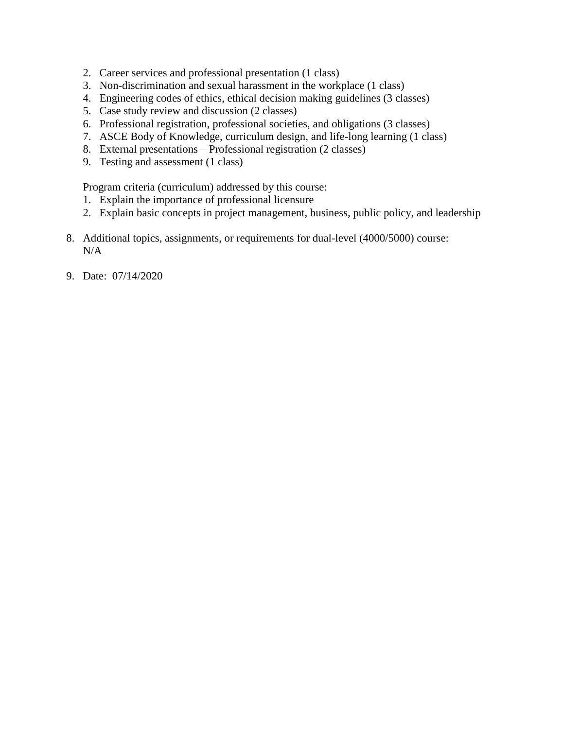2. Career services and professional presentation (1 class)
3. Non-discrimination and sexual harassment in the workplace (1 class)
4. Engineering codes of ethics, ethical decision making guidelines (3 classes)
5. Case study review and discussion (2 classes)
6. Professional registration, professional societies, and obligations (3 classes)
7. ASCE Body of Knowledge, curriculum design, and life-long learning (1 class)
8. External presentations – Professional registration (2 classes)
9. Testing and assessment (1 class)

Program criteria (curriculum) addressed by this course:

1. Explain the importance of professional licensure
2. Explain basic concepts in project management, business, public policy, and leadership

8. Additional topics, assignments, or requirements for dual-level (4000/5000) course:
   N/A

9. Date: 07/14/2020